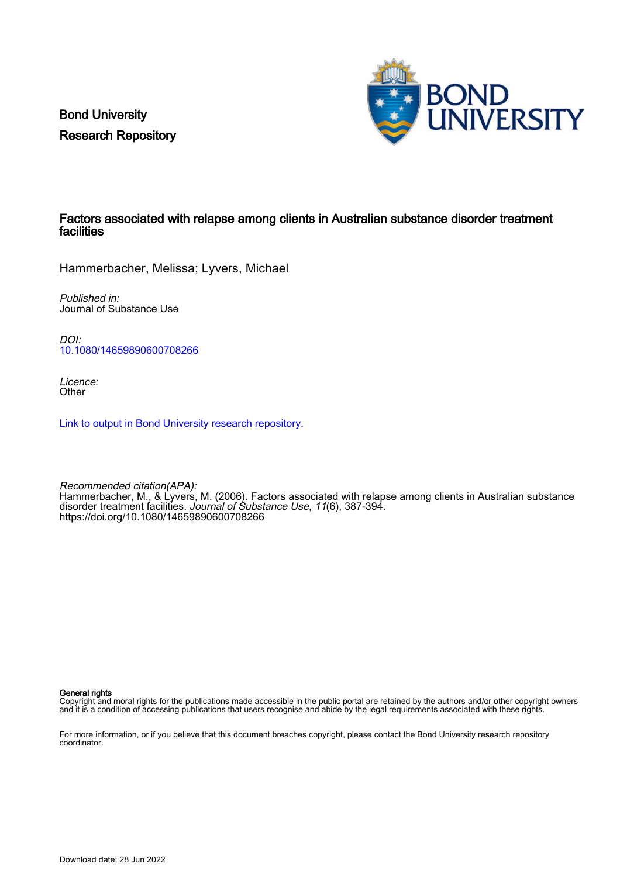Bond University
Research Repository

# Factors associated with relapse among clients in Australian substance disorder treatment facilities

Hammerbacher, Melissa; Lyvers, Michael

*Published in:*
Journal of Substance Use

*DOI:*
10.1080/14659890600708266

*Licence:*
Other

Link to output in Bond University research repository.

*Recommended citation(APA):*
Hammerbacher, M., & Lyvers, M. (2006). Factors associated with relapse among clients in Australian substance disorder treatment facilities. *Journal of Substance Use*, *11*(6), 387-394. https://doi.org/10.1080/14659890600708266

**General rights**
Copyright and moral rights for the publications made accessible in the public portal are retained by the authors and/or other copyright owners and it is a condition of accessing publications that users recognise and abide by the legal requirements associated with these rights.

For more information, or if you believe that this document breaches copyright, please contact the Bond University research repository coordinator.

Download date: 28 Jun 2022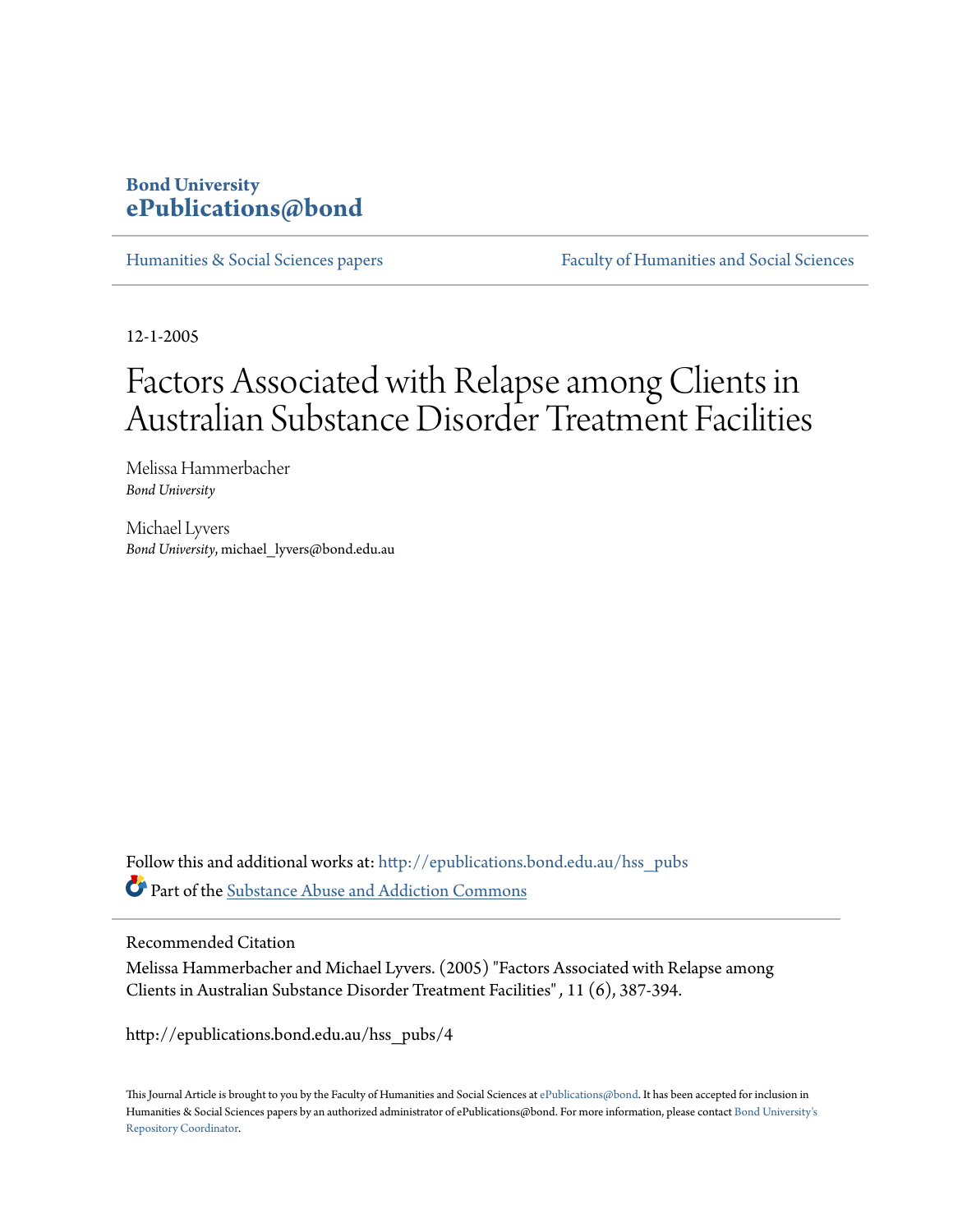Bond University
ePublications@bond

Humanities & Social Sciences papers

Faculty of Humanities and Social Sciences

12-1-2005

# Factors Associated with Relapse among Clients in Australian Substance Disorder Treatment Facilities

Melissa Hammerbacher
*Bond University*

Michael Lyvers
*Bond University*, michael_lyvers@bond.edu.au

Follow this and additional works at: http://epublications.bond.edu.au/hss_pubs

Part of the Substance Abuse and Addiction Commons

Recommended Citation

Melissa Hammerbacher and Michael Lyvers. (2005) "Factors Associated with Relapse among Clients in Australian Substance Disorder Treatment Facilities" , 11 (6), 387-394.

http://epublications.bond.edu.au/hss_pubs/4

This Journal Article is brought to you by the Faculty of Humanities and Social Sciences at ePublications@bond. It has been accepted for inclusion in Humanities & Social Sciences papers by an authorized administrator of ePublications@bond. For more information, please contact Bond University's Repository Coordinator.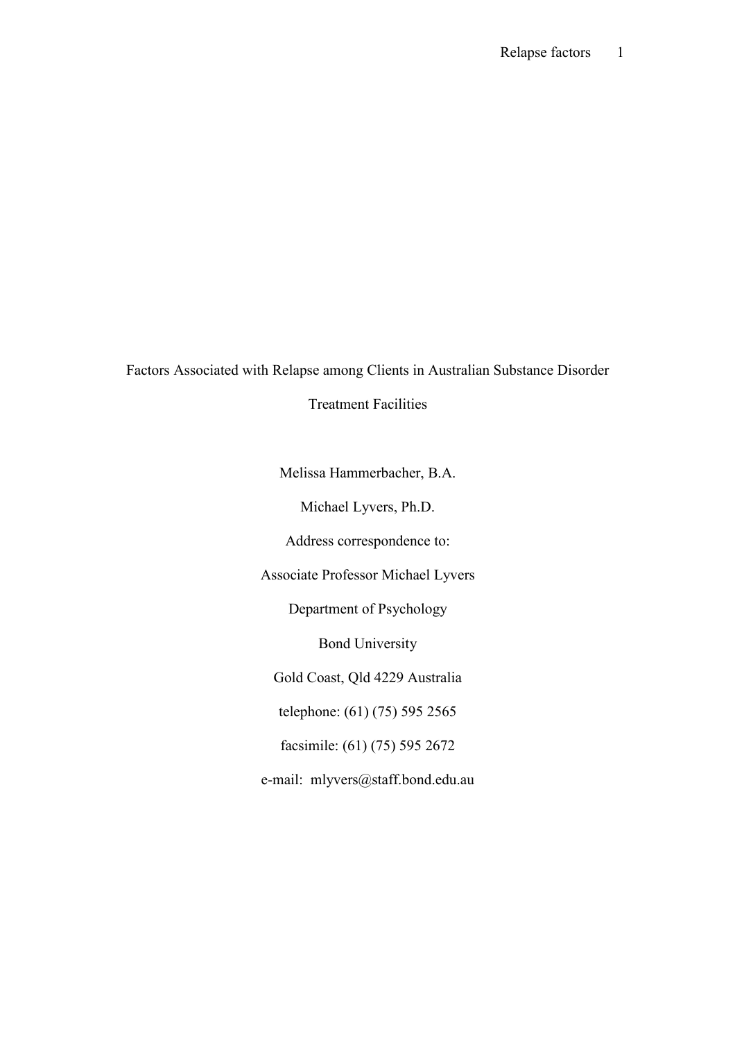# Factors Associated with Relapse among Clients in Australian Substance Disorder Treatment Facilities

Melissa Hammerbacher, B.A.

Michael Lyvers, Ph.D.

Address correspondence to:

Associate Professor Michael Lyvers

Department of Psychology

Bond University

Gold Coast, Qld 4229 Australia

telephone: (61) (75) 595 2565

facsimile: (61) (75) 595 2672

e-mail: mlyvers@staff.bond.edu.au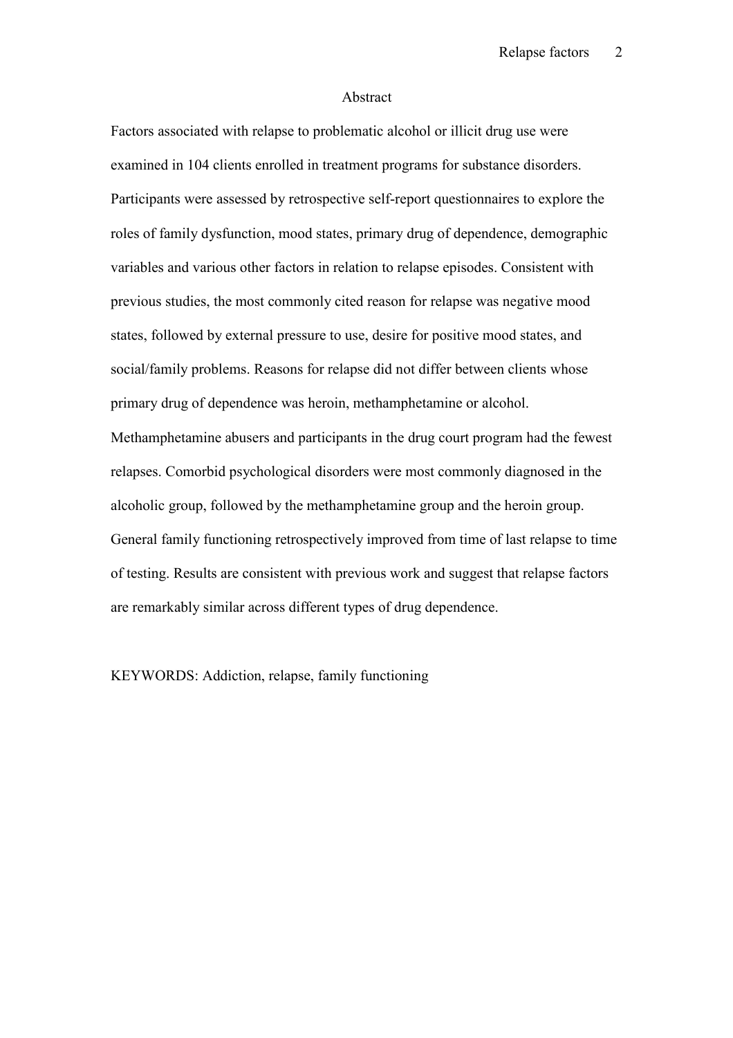## Abstract

Factors associated with relapse to problematic alcohol or illicit drug use were examined in 104 clients enrolled in treatment programs for substance disorders. Participants were assessed by retrospective self-report questionnaires to explore the roles of family dysfunction, mood states, primary drug of dependence, demographic variables and various other factors in relation to relapse episodes. Consistent with previous studies, the most commonly cited reason for relapse was negative mood states, followed by external pressure to use, desire for positive mood states, and social/family problems. Reasons for relapse did not differ between clients whose primary drug of dependence was heroin, methamphetamine or alcohol. Methamphetamine abusers and participants in the drug court program had the fewest relapses. Comorbid psychological disorders were most commonly diagnosed in the alcoholic group, followed by the methamphetamine group and the heroin group. General family functioning retrospectively improved from time of last relapse to time of testing. Results are consistent with previous work and suggest that relapse factors are remarkably similar across different types of drug dependence.

KEYWORDS: Addiction, relapse, family functioning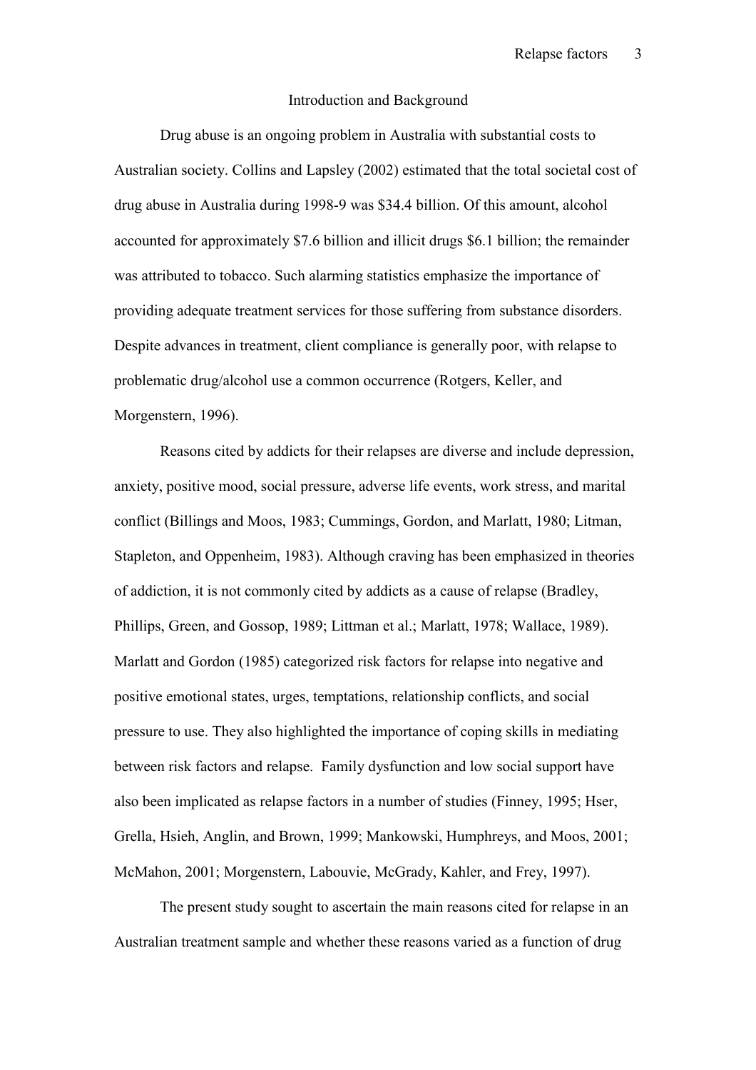## Introduction and Background

Drug abuse is an ongoing problem in Australia with substantial costs to Australian society. Collins and Lapsley (2002) estimated that the total societal cost of drug abuse in Australia during 1998-9 was $34.4 billion. Of this amount, alcohol accounted for approximately $7.6 billion and illicit drugs $6.1 billion; the remainder was attributed to tobacco. Such alarming statistics emphasize the importance of providing adequate treatment services for those suffering from substance disorders. Despite advances in treatment, client compliance is generally poor, with relapse to problematic drug/alcohol use a common occurrence (Rotgers, Keller, and Morgenstern, 1996).

Reasons cited by addicts for their relapses are diverse and include depression, anxiety, positive mood, social pressure, adverse life events, work stress, and marital conflict (Billings and Moos, 1983; Cummings, Gordon, and Marlatt, 1980; Litman, Stapleton, and Oppenheim, 1983). Although craving has been emphasized in theories of addiction, it is not commonly cited by addicts as a cause of relapse (Bradley, Phillips, Green, and Gossop, 1989; Littman et al.; Marlatt, 1978; Wallace, 1989). Marlatt and Gordon (1985) categorized risk factors for relapse into negative and positive emotional states, urges, temptations, relationship conflicts, and social pressure to use. They also highlighted the importance of coping skills in mediating between risk factors and relapse. Family dysfunction and low social support have also been implicated as relapse factors in a number of studies (Finney, 1995; Hser, Grella, Hsieh, Anglin, and Brown, 1999; Mankowski, Humphreys, and Moos, 2001; McMahon, 2001; Morgenstern, Labouvie, McGrady, Kahler, and Frey, 1997).

The present study sought to ascertain the main reasons cited for relapse in an Australian treatment sample and whether these reasons varied as a function of drug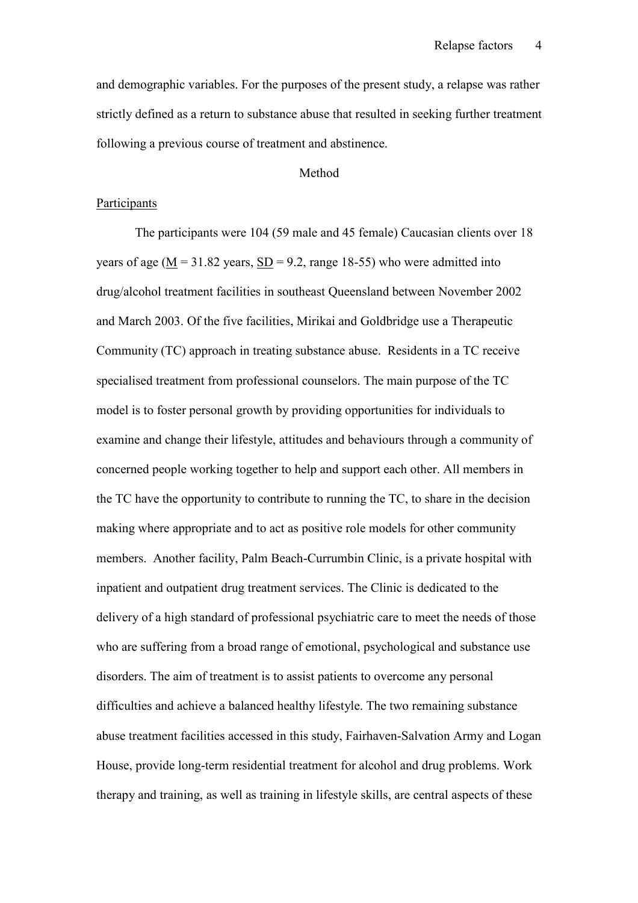and demographic variables. For the purposes of the present study, a relapse was rather strictly defined as a return to substance abuse that resulted in seeking further treatment following a previous course of treatment and abstinence.

# Method

## Participants

The participants were 104 (59 male and 45 female) Caucasian clients over 18 years of age ($M$ = 31.82 years, $SD$ = 9.2, range 18-55) who were admitted into drug/alcohol treatment facilities in southeast Queensland between November 2002 and March 2003. Of the five facilities, Mirikai and Goldbridge use a Therapeutic Community (TC) approach in treating substance abuse. Residents in a TC receive specialised treatment from professional counselors. The main purpose of the TC model is to foster personal growth by providing opportunities for individuals to examine and change their lifestyle, attitudes and behaviours through a community of concerned people working together to help and support each other. All members in the TC have the opportunity to contribute to running the TC, to share in the decision making where appropriate and to act as positive role models for other community members. Another facility, Palm Beach-Currumbin Clinic, is a private hospital with inpatient and outpatient drug treatment services. The Clinic is dedicated to the delivery of a high standard of professional psychiatric care to meet the needs of those who are suffering from a broad range of emotional, psychological and substance use disorders. The aim of treatment is to assist patients to overcome any personal difficulties and achieve a balanced healthy lifestyle. The two remaining substance abuse treatment facilities accessed in this study, Fairhaven-Salvation Army and Logan House, provide long-term residential treatment for alcohol and drug problems. Work therapy and training, as well as training in lifestyle skills, are central aspects of these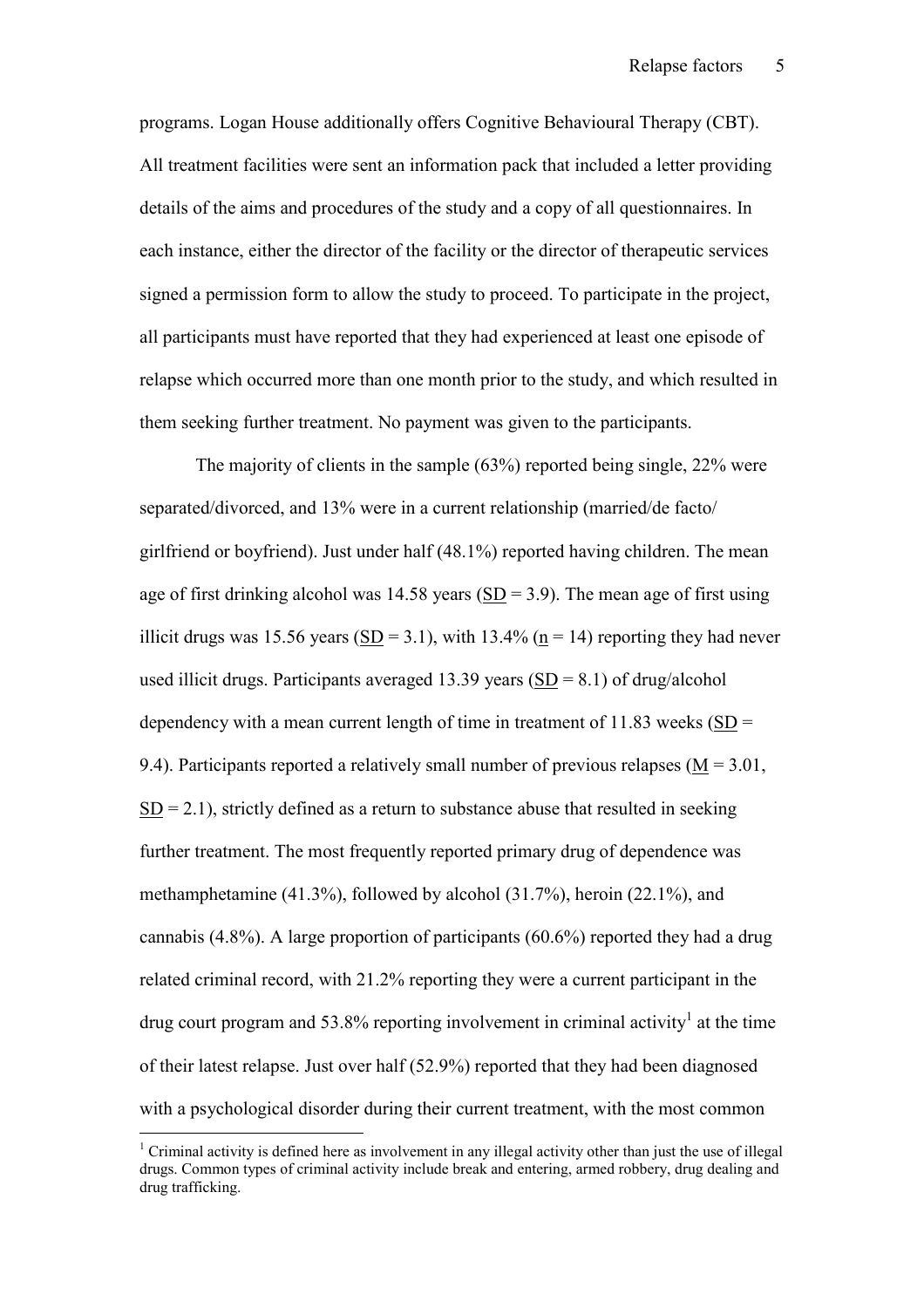programs. Logan House additionally offers Cognitive Behavioural Therapy (CBT). All treatment facilities were sent an information pack that included a letter providing details of the aims and procedures of the study and a copy of all questionnaires. In each instance, either the director of the facility or the director of therapeutic services signed a permission form to allow the study to proceed. To participate in the project, all participants must have reported that they had experienced at least one episode of relapse which occurred more than one month prior to the study, and which resulted in them seeking further treatment. No payment was given to the participants.

The majority of clients in the sample (63%) reported being single, 22% were separated/divorced, and 13% were in a current relationship (married/de facto/ girlfriend or boyfriend). Just under half (48.1%) reported having children. The mean age of first drinking alcohol was 14.58 years ($SD$ = 3.9). The mean age of first using illicit drugs was 15.56 years ($SD$ = 3.1), with 13.4% ($n$ = 14) reporting they had never used illicit drugs. Participants averaged 13.39 years ($SD$ = 8.1) of drug/alcohol dependency with a mean current length of time in treatment of 11.83 weeks ($SD$ = 9.4). Participants reported a relatively small number of previous relapses ($M$ = 3.01, $SD$ = 2.1), strictly defined as a return to substance abuse that resulted in seeking further treatment. The most frequently reported primary drug of dependence was methamphetamine (41.3%), followed by alcohol (31.7%), heroin (22.1%), and cannabis (4.8%). A large proportion of participants (60.6%) reported they had a drug related criminal record, with 21.2% reporting they were a current participant in the drug court program and 53.8% reporting involvement in criminal activity[1] at the time of their latest relapse. Just over half (52.9%) reported that they had been diagnosed with a psychological disorder during their current treatment, with the most common

[1] Criminal activity is defined here as involvement in any illegal activity other than just the use of illegal drugs. Common types of criminal activity include break and entering, armed robbery, drug dealing and drug trafficking.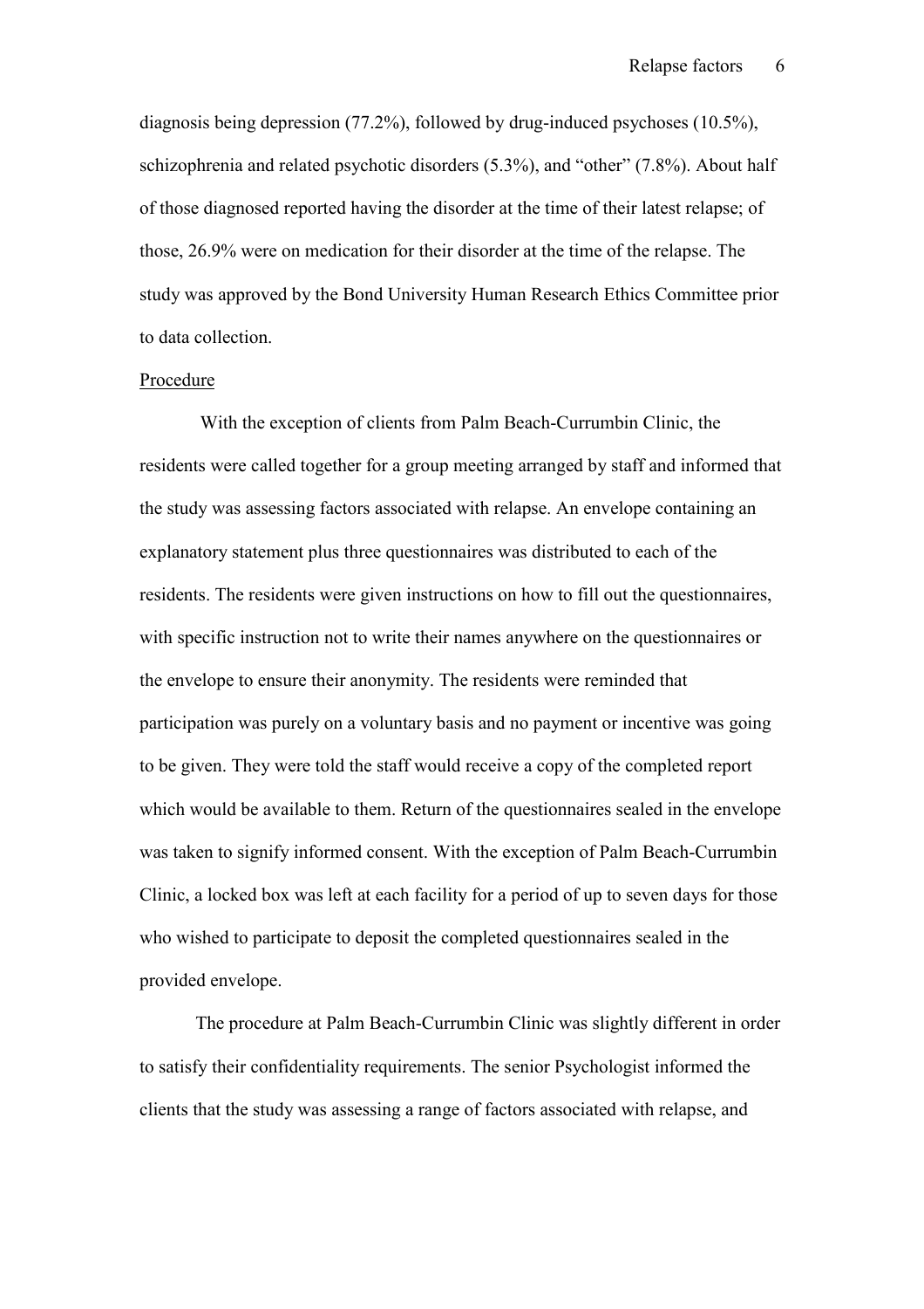diagnosis being depression (77.2%), followed by drug-induced psychoses (10.5%), schizophrenia and related psychotic disorders (5.3%), and "other" (7.8%). About half of those diagnosed reported having the disorder at the time of their latest relapse; of those, 26.9% were on medication for their disorder at the time of the relapse. The study was approved by the Bond University Human Research Ethics Committee prior to data collection.

Procedure

With the exception of clients from Palm Beach-Currumbin Clinic, the residents were called together for a group meeting arranged by staff and informed that the study was assessing factors associated with relapse. An envelope containing an explanatory statement plus three questionnaires was distributed to each of the residents. The residents were given instructions on how to fill out the questionnaires, with specific instruction not to write their names anywhere on the questionnaires or the envelope to ensure their anonymity. The residents were reminded that participation was purely on a voluntary basis and no payment or incentive was going to be given. They were told the staff would receive a copy of the completed report which would be available to them. Return of the questionnaires sealed in the envelope was taken to signify informed consent. With the exception of Palm Beach-Currumbin Clinic, a locked box was left at each facility for a period of up to seven days for those who wished to participate to deposit the completed questionnaires sealed in the provided envelope.

The procedure at Palm Beach-Currumbin Clinic was slightly different in order to satisfy their confidentiality requirements. The senior Psychologist informed the clients that the study was assessing a range of factors associated with relapse, and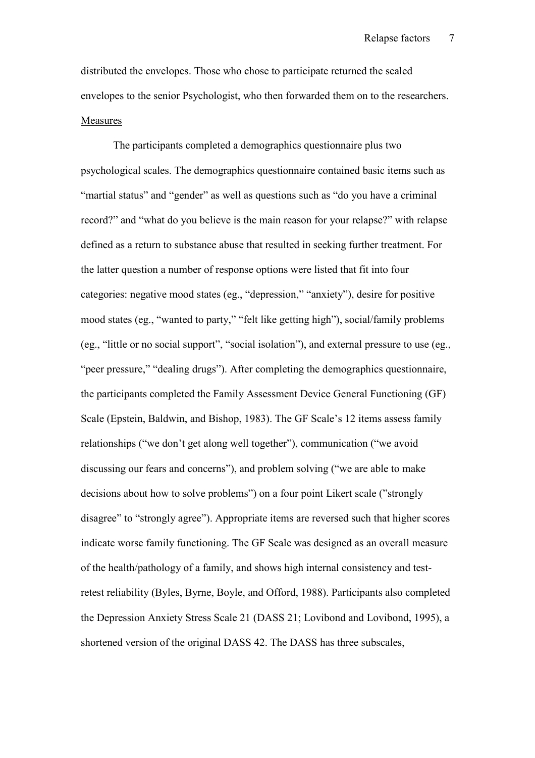distributed the envelopes. Those who chose to participate returned the sealed envelopes to the senior Psychologist, who then forwarded them on to the researchers.

Measures

The participants completed a demographics questionnaire plus two psychological scales. The demographics questionnaire contained basic items such as "martial status" and "gender" as well as questions such as "do you have a criminal record?" and "what do you believe is the main reason for your relapse?" with relapse defined as a return to substance abuse that resulted in seeking further treatment. For the latter question a number of response options were listed that fit into four categories: negative mood states (eg., "depression," "anxiety"), desire for positive mood states (eg., "wanted to party," "felt like getting high"), social/family problems (eg., "little or no social support", "social isolation"), and external pressure to use (eg., "peer pressure," "dealing drugs"). After completing the demographics questionnaire, the participants completed the Family Assessment Device General Functioning (GF) Scale (Epstein, Baldwin, and Bishop, 1983). The GF Scale's 12 items assess family relationships ("we don't get along well together"), communication ("we avoid discussing our fears and concerns"), and problem solving ("we are able to make decisions about how to solve problems") on a four point Likert scale ("strongly disagree" to "strongly agree"). Appropriate items are reversed such that higher scores indicate worse family functioning. The GF Scale was designed as an overall measure of the health/pathology of a family, and shows high internal consistency and test-retest reliability (Byles, Byrne, Boyle, and Offord, 1988). Participants also completed the Depression Anxiety Stress Scale 21 (DASS 21; Lovibond and Lovibond, 1995), a shortened version of the original DASS 42. The DASS has three subscales,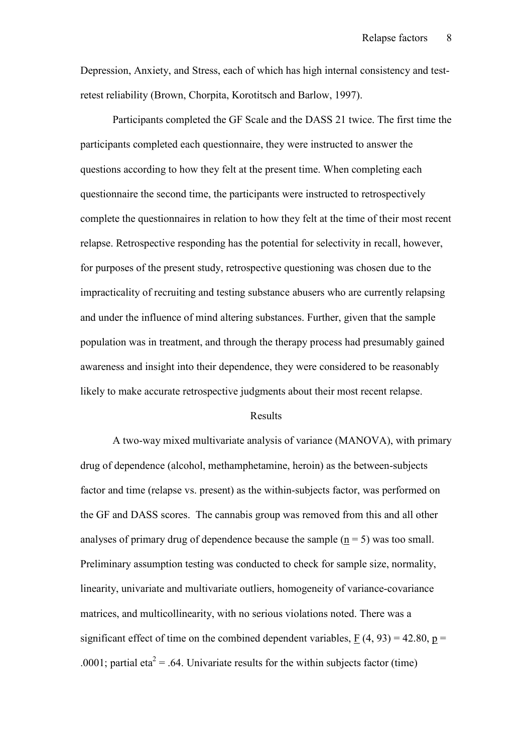Depression, Anxiety, and Stress, each of which has high internal consistency and test-retest reliability (Brown, Chorpita, Korotitsch and Barlow, 1997).

Participants completed the GF Scale and the DASS 21 twice. The first time the participants completed each questionnaire, they were instructed to answer the questions according to how they felt at the present time. When completing each questionnaire the second time, the participants were instructed to retrospectively complete the questionnaires in relation to how they felt at the time of their most recent relapse. Retrospective responding has the potential for selectivity in recall, however, for purposes of the present study, retrospective questioning was chosen due to the impracticality of recruiting and testing substance abusers who are currently relapsing and under the influence of mind altering substances. Further, given that the sample population was in treatment, and through the therapy process had presumably gained awareness and insight into their dependence, they were considered to be reasonably likely to make accurate retrospective judgments about their most recent relapse.

## Results

A two-way mixed multivariate analysis of variance (MANOVA), with primary drug of dependence (alcohol, methamphetamine, heroin) as the between-subjects factor and time (relapse vs. present) as the within-subjects factor, was performed on the GF and DASS scores. The cannabis group was removed from this and all other analyses of primary drug of dependence because the sample ($n = 5$) was too small. Preliminary assumption testing was conducted to check for sample size, normality, linearity, univariate and multivariate outliers, homogeneity of variance-covariance matrices, and multicollinearity, with no serious violations noted. There was a significant effect of time on the combined dependent variables, $F\ (4, 93) = 42.80$, $p = .0001$; partial eta$^2 = .64$. Univariate results for the within subjects factor (time)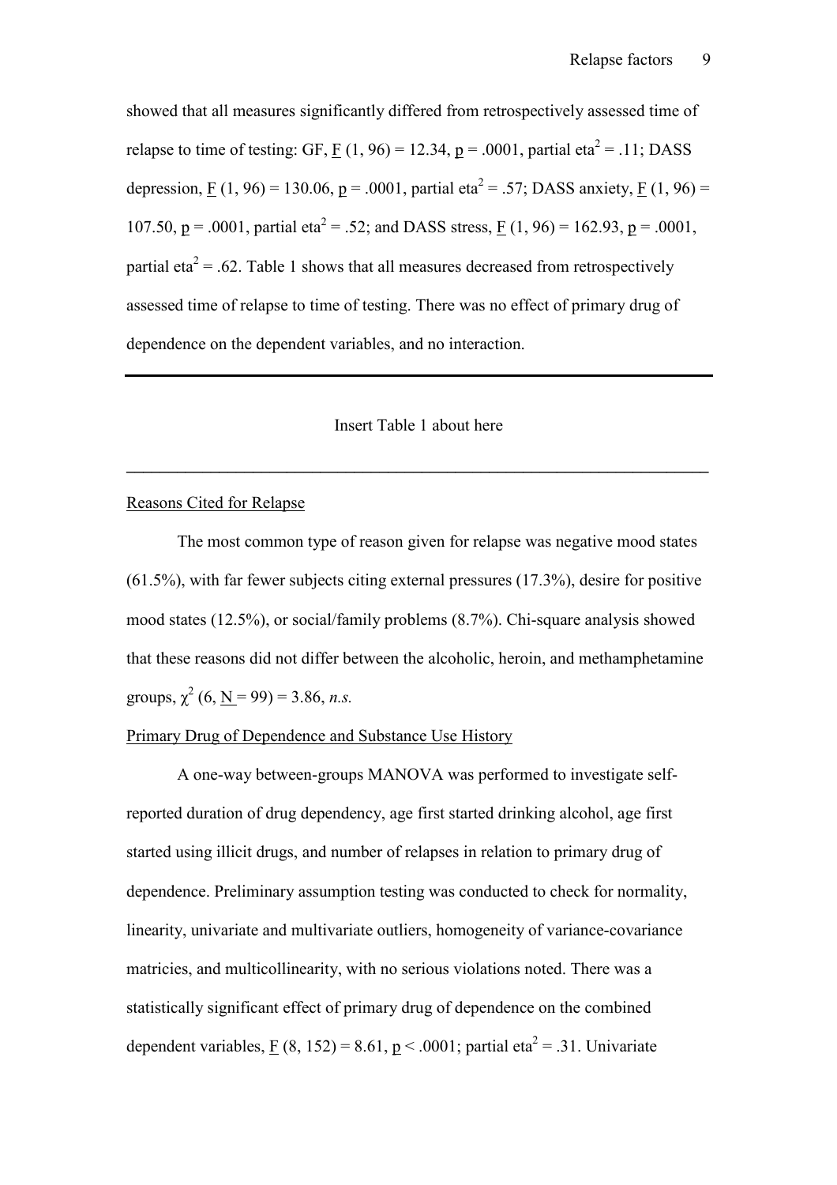showed that all measures significantly differed from retrospectively assessed time of relapse to time of testing: GF, $F$ (1, 96) = 12.34, $p$ = .0001, partial eta$^2$ = .11; DASS depression, $F$ (1, 96) = 130.06, $p$ = .0001, partial eta$^2$ = .57; DASS anxiety, $F$ (1, 96) = 107.50, $p$ = .0001, partial eta$^2$ = .52; and DASS stress, $F$ (1, 96) = 162.93, $p$ = .0001, partial eta$^2$ = .62. Table 1 shows that all measures decreased from retrospectively assessed time of relapse to time of testing. There was no effect of primary drug of dependence on the dependent variables, and no interaction.

---

Insert Table 1 about here

---

Reasons Cited for Relapse

The most common type of reason given for relapse was negative mood states (61.5%), with far fewer subjects citing external pressures (17.3%), desire for positive mood states (12.5%), or social/family problems (8.7%). Chi-square analysis showed that these reasons did not differ between the alcoholic, heroin, and methamphetamine groups, $\chi^2$ (6, $N$ = 99) = 3.86, *n.s.*

Primary Drug of Dependence and Substance Use History

A one-way between-groups MANOVA was performed to investigate self-reported duration of drug dependency, age first started drinking alcohol, age first started using illicit drugs, and number of relapses in relation to primary drug of dependence. Preliminary assumption testing was conducted to check for normality, linearity, univariate and multivariate outliers, homogeneity of variance-covariance matricies, and multicollinearity, with no serious violations noted. There was a statistically significant effect of primary drug of dependence on the combined dependent variables, $F$ (8, 152) = 8.61, $p$ < .0001; partial eta$^2$ = .31. Univariate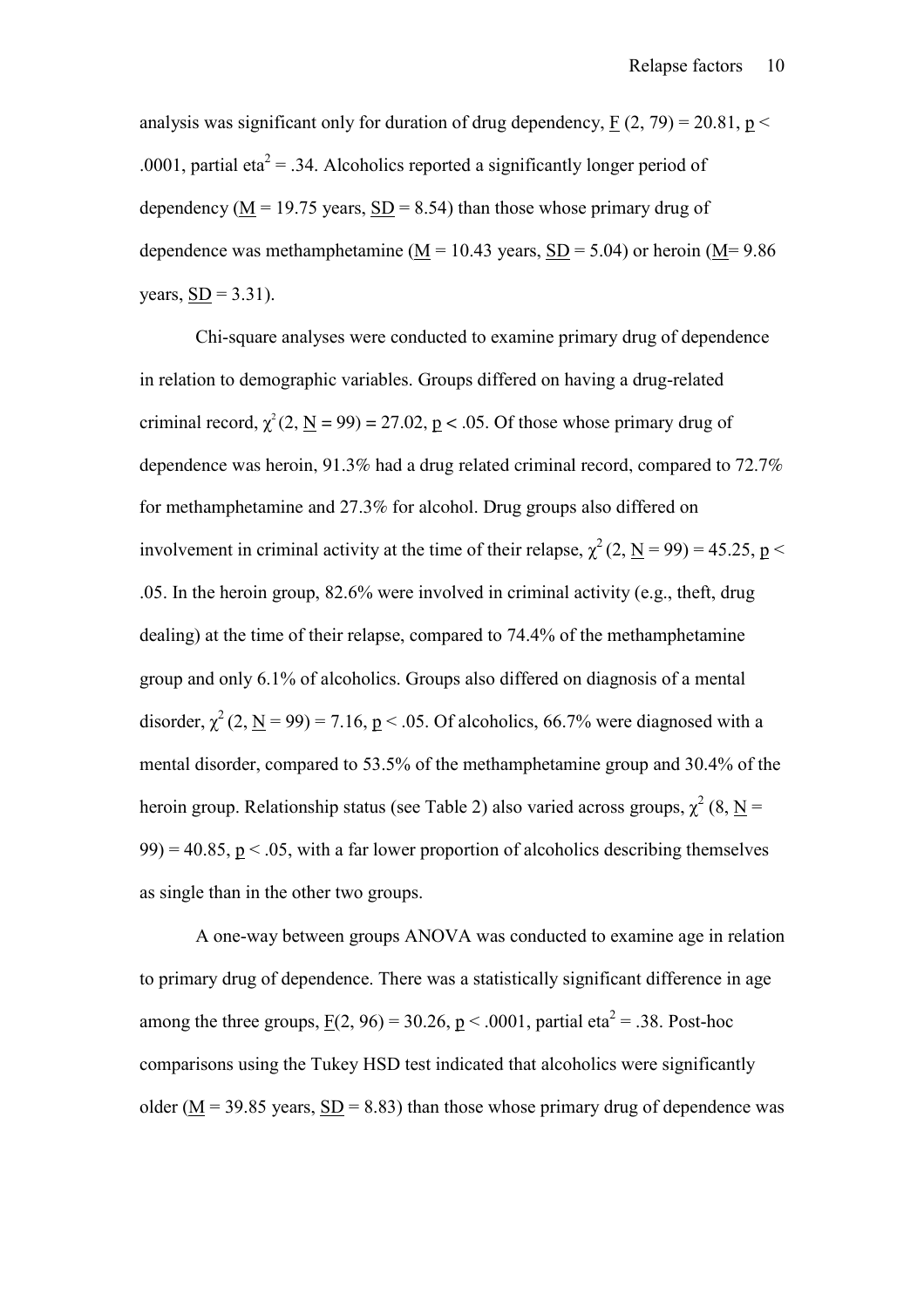analysis was significant only for duration of drug dependency, $F$ (2, 79) = 20.81, $p$ < .0001, partial eta$^2$ = .34. Alcoholics reported a significantly longer period of dependency ($M$ = 19.75 years, $SD$ = 8.54) than those whose primary drug of dependence was methamphetamine ($M$ = 10.43 years, $SD$ = 5.04) or heroin ($M$= 9.86 years, $SD$ = 3.31).

Chi-square analyses were conducted to examine primary drug of dependence in relation to demographic variables. Groups differed on having a drug-related criminal record, $\chi^2$(2, $N$ = 99) = 27.02, $p$ < .05. Of those whose primary drug of dependence was heroin, 91.3% had a drug related criminal record, compared to 72.7% for methamphetamine and 27.3% for alcohol. Drug groups also differed on involvement in criminal activity at the time of their relapse, $\chi^2$ (2, $N$ = 99) = 45.25, $p$ < .05. In the heroin group, 82.6% were involved in criminal activity (e.g., theft, drug dealing) at the time of their relapse, compared to 74.4% of the methamphetamine group and only 6.1% of alcoholics. Groups also differed on diagnosis of a mental disorder, $\chi^2$ (2, $N$ = 99) = 7.16, $p$ < .05. Of alcoholics, 66.7% were diagnosed with a mental disorder, compared to 53.5% of the methamphetamine group and 30.4% of the heroin group. Relationship status (see Table 2) also varied across groups, $\chi^2$ (8, $N$ = 99) = 40.85, $p$ < .05, with a far lower proportion of alcoholics describing themselves as single than in the other two groups.

A one-way between groups ANOVA was conducted to examine age in relation to primary drug of dependence. There was a statistically significant difference in age among the three groups, $F$(2, 96) = 30.26, $p$ < .0001, partial eta$^2$ = .38. Post-hoc comparisons using the Tukey HSD test indicated that alcoholics were significantly older ($M$ = 39.85 years, $SD$ = 8.83) than those whose primary drug of dependence was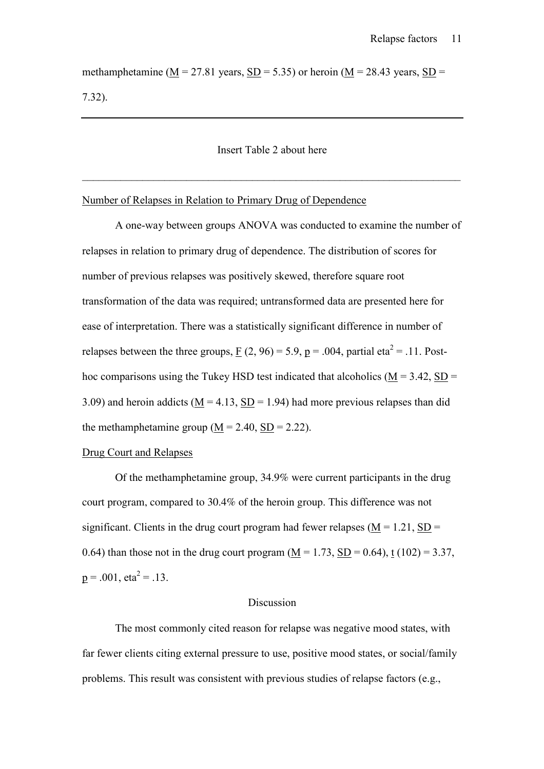methamphetamine ($M$ = 27.81 years, $SD$ = 5.35) or heroin ($M$ = 28.43 years, $SD$ = 7.32).

---

Insert Table 2 about here

---

Number of Relapses in Relation to Primary Drug of Dependence

A one-way between groups ANOVA was conducted to examine the number of relapses in relation to primary drug of dependence. The distribution of scores for number of previous relapses was positively skewed, therefore square root transformation of the data was required; untransformed data are presented here for ease of interpretation. There was a statistically significant difference in number of relapses between the three groups, $F$ (2, 96) = 5.9, $p$ = .004, partial eta$^2$ = .11. Post-hoc comparisons using the Tukey HSD test indicated that alcoholics ($M$ = 3.42, $SD$ = 3.09) and heroin addicts ($M$ = 4.13, $SD$ = 1.94) had more previous relapses than did the methamphetamine group ($M$ = 2.40, $SD$ = 2.22).

Drug Court and Relapses

Of the methamphetamine group, 34.9% were current participants in the drug court program, compared to 30.4% of the heroin group. This difference was not significant. Clients in the drug court program had fewer relapses ($M$ = 1.21, $SD$ = 0.64) than those not in the drug court program ($M$ = 1.73, $SD$ = 0.64), $t$ (102) = 3.37, $p$ = .001, eta$^2$ = .13.

## Discussion

The most commonly cited reason for relapse was negative mood states, with far fewer clients citing external pressure to use, positive mood states, or social/family problems. This result was consistent with previous studies of relapse factors (e.g.,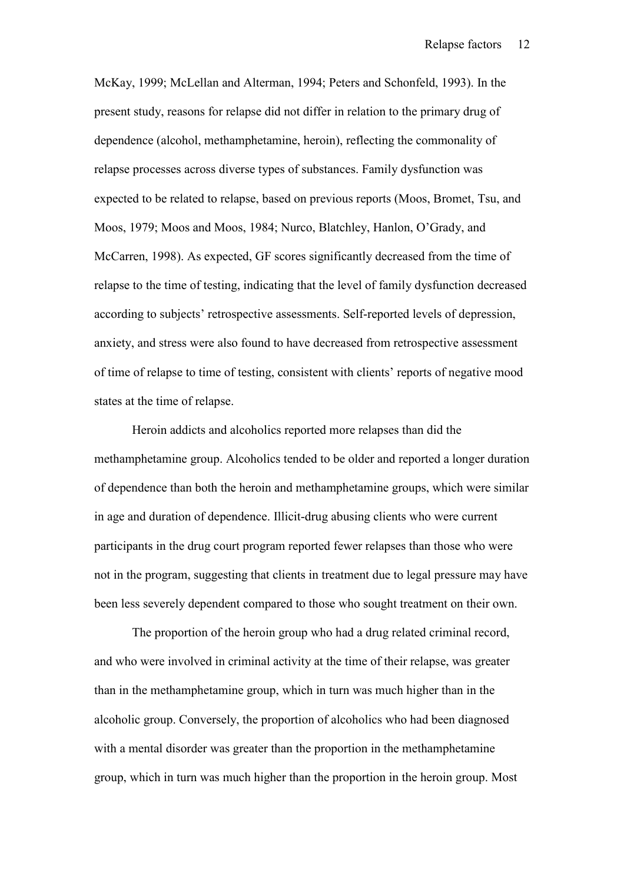McKay, 1999; McLellan and Alterman, 1994; Peters and Schonfeld, 1993). In the present study, reasons for relapse did not differ in relation to the primary drug of dependence (alcohol, methamphetamine, heroin), reflecting the commonality of relapse processes across diverse types of substances. Family dysfunction was expected to be related to relapse, based on previous reports (Moos, Bromet, Tsu, and Moos, 1979; Moos and Moos, 1984; Nurco, Blatchley, Hanlon, O'Grady, and McCarren, 1998). As expected, GF scores significantly decreased from the time of relapse to the time of testing, indicating that the level of family dysfunction decreased according to subjects' retrospective assessments. Self-reported levels of depression, anxiety, and stress were also found to have decreased from retrospective assessment of time of relapse to time of testing, consistent with clients' reports of negative mood states at the time of relapse.

Heroin addicts and alcoholics reported more relapses than did the methamphetamine group. Alcoholics tended to be older and reported a longer duration of dependence than both the heroin and methamphetamine groups, which were similar in age and duration of dependence. Illicit-drug abusing clients who were current participants in the drug court program reported fewer relapses than those who were not in the program, suggesting that clients in treatment due to legal pressure may have been less severely dependent compared to those who sought treatment on their own.

The proportion of the heroin group who had a drug related criminal record, and who were involved in criminal activity at the time of their relapse, was greater than in the methamphetamine group, which in turn was much higher than in the alcoholic group. Conversely, the proportion of alcoholics who had been diagnosed with a mental disorder was greater than the proportion in the methamphetamine group, which in turn was much higher than the proportion in the heroin group. Most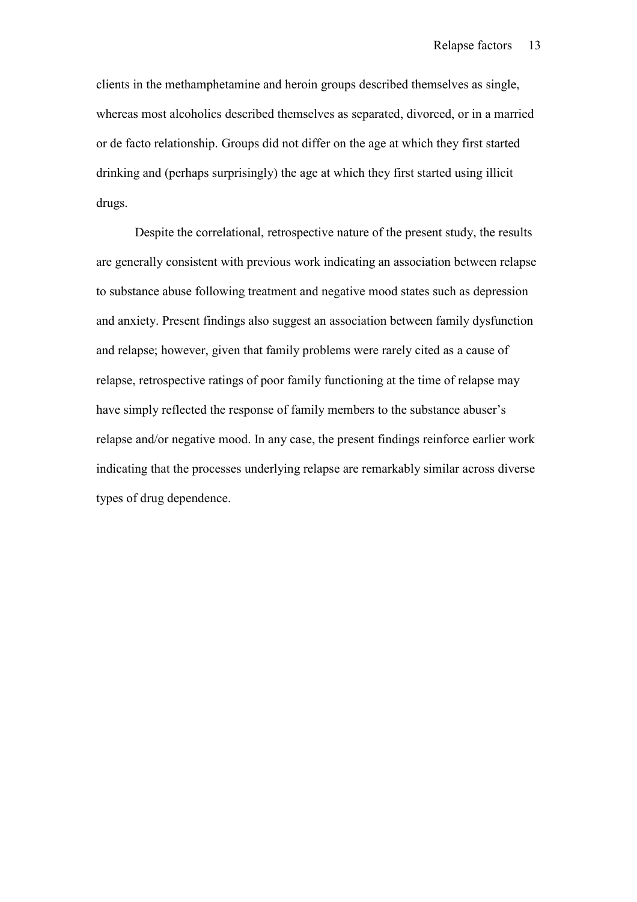clients in the methamphetamine and heroin groups described themselves as single, whereas most alcoholics described themselves as separated, divorced, or in a married or de facto relationship. Groups did not differ on the age at which they first started drinking and (perhaps surprisingly) the age at which they first started using illicit drugs.

Despite the correlational, retrospective nature of the present study, the results are generally consistent with previous work indicating an association between relapse to substance abuse following treatment and negative mood states such as depression and anxiety. Present findings also suggest an association between family dysfunction and relapse; however, given that family problems were rarely cited as a cause of relapse, retrospective ratings of poor family functioning at the time of relapse may have simply reflected the response of family members to the substance abuser's relapse and/or negative mood. In any case, the present findings reinforce earlier work indicating that the processes underlying relapse are remarkably similar across diverse types of drug dependence.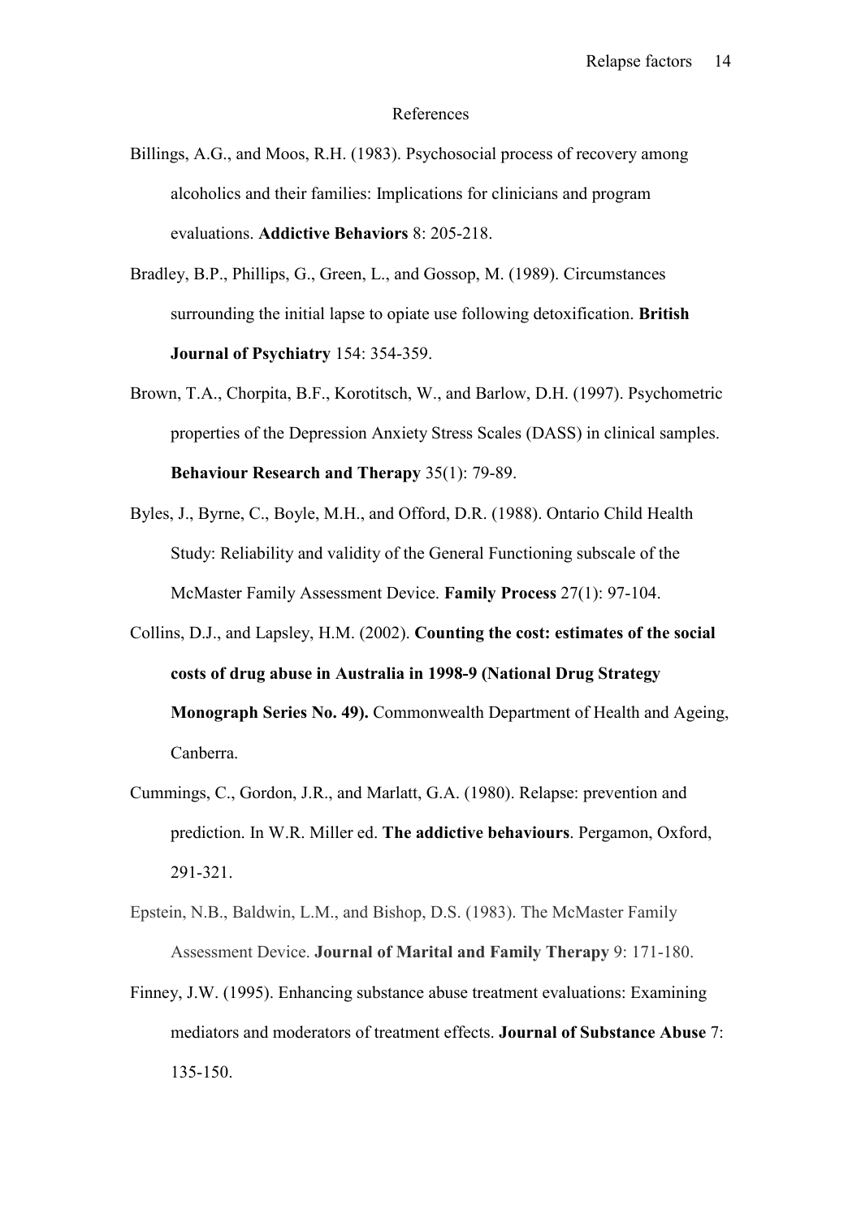## References

Billings, A.G., and Moos, R.H. (1983). Psychosocial process of recovery among alcoholics and their families: Implications for clinicians and program evaluations. **Addictive Behaviors** 8: 205-218.

Bradley, B.P., Phillips, G., Green, L., and Gossop, M. (1989). Circumstances surrounding the initial lapse to opiate use following detoxification. **British Journal of Psychiatry** 154: 354-359.

Brown, T.A., Chorpita, B.F., Korotitsch, W., and Barlow, D.H. (1997). Psychometric properties of the Depression Anxiety Stress Scales (DASS) in clinical samples. **Behaviour Research and Therapy** 35(1): 79-89.

Byles, J., Byrne, C., Boyle, M.H., and Offord, D.R. (1988). Ontario Child Health Study: Reliability and validity of the General Functioning subscale of the McMaster Family Assessment Device. **Family Process** 27(1): 97-104.

Collins, D.J., and Lapsley, H.M. (2002). **Counting the cost: estimates of the social costs of drug abuse in Australia in 1998-9 (National Drug Strategy Monograph Series No. 49).** Commonwealth Department of Health and Ageing, Canberra.

Cummings, C., Gordon, J.R., and Marlatt, G.A. (1980). Relapse: prevention and prediction. In W.R. Miller ed. **The addictive behaviours**. Pergamon, Oxford, 291-321.

Epstein, N.B., Baldwin, L.M., and Bishop, D.S. (1983). The McMaster Family Assessment Device. **Journal of Marital and Family Therapy** 9: 171-180.

Finney, J.W. (1995). Enhancing substance abuse treatment evaluations: Examining mediators and moderators of treatment effects. **Journal of Substance Abuse** 7: 135-150.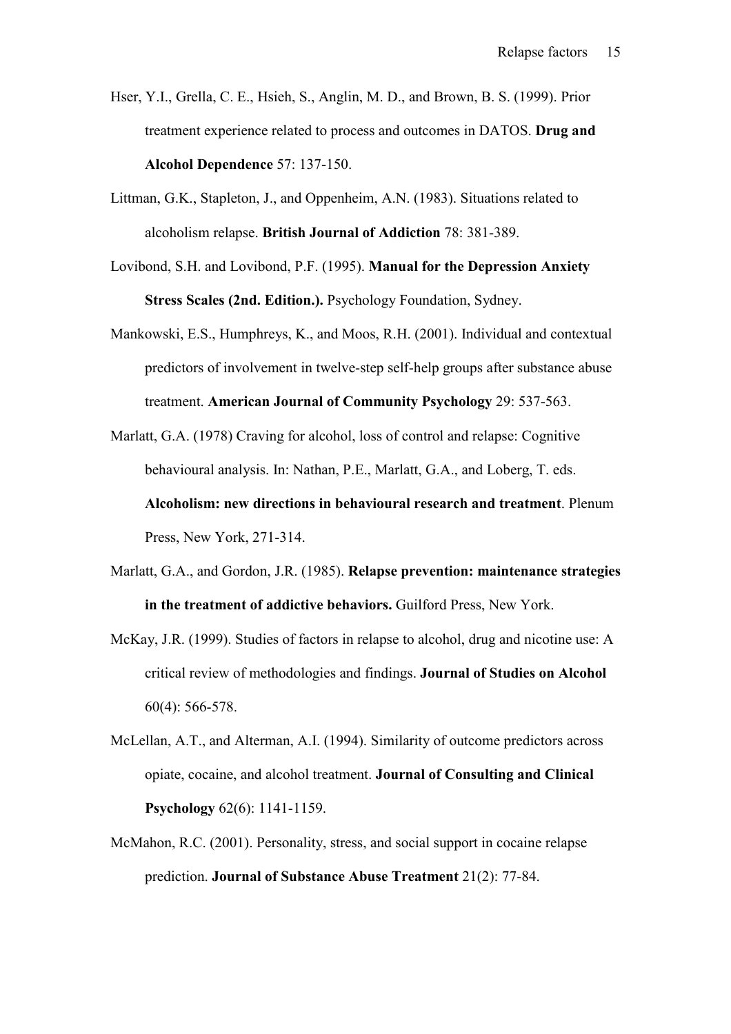Hser, Y.I., Grella, C. E., Hsieh, S., Anglin, M. D., and Brown, B. S. (1999). Prior treatment experience related to process and outcomes in DATOS. **Drug and Alcohol Dependence** 57: 137-150.

Littman, G.K., Stapleton, J., and Oppenheim, A.N. (1983). Situations related to alcoholism relapse. **British Journal of Addiction** 78: 381-389.

Lovibond, S.H. and Lovibond, P.F. (1995). **Manual for the Depression Anxiety Stress Scales (2nd. Edition.).** Psychology Foundation, Sydney.

Mankowski, E.S., Humphreys, K., and Moos, R.H. (2001). Individual and contextual predictors of involvement in twelve-step self-help groups after substance abuse treatment. **American Journal of Community Psychology** 29: 537-563.

Marlatt, G.A. (1978) Craving for alcohol, loss of control and relapse: Cognitive behavioural analysis. In: Nathan, P.E., Marlatt, G.A., and Loberg, T. eds. **Alcoholism: new directions in behavioural research and treatment**. Plenum Press, New York, 271-314.

Marlatt, G.A., and Gordon, J.R. (1985). **Relapse prevention: maintenance strategies in the treatment of addictive behaviors.** Guilford Press, New York.

McKay, J.R. (1999). Studies of factors in relapse to alcohol, drug and nicotine use: A critical review of methodologies and findings. **Journal of Studies on Alcohol** 60(4): 566-578.

McLellan, A.T., and Alterman, A.I. (1994). Similarity of outcome predictors across opiate, cocaine, and alcohol treatment. **Journal of Consulting and Clinical Psychology** 62(6): 1141-1159.

McMahon, R.C. (2001). Personality, stress, and social support in cocaine relapse prediction. **Journal of Substance Abuse Treatment** 21(2): 77-84.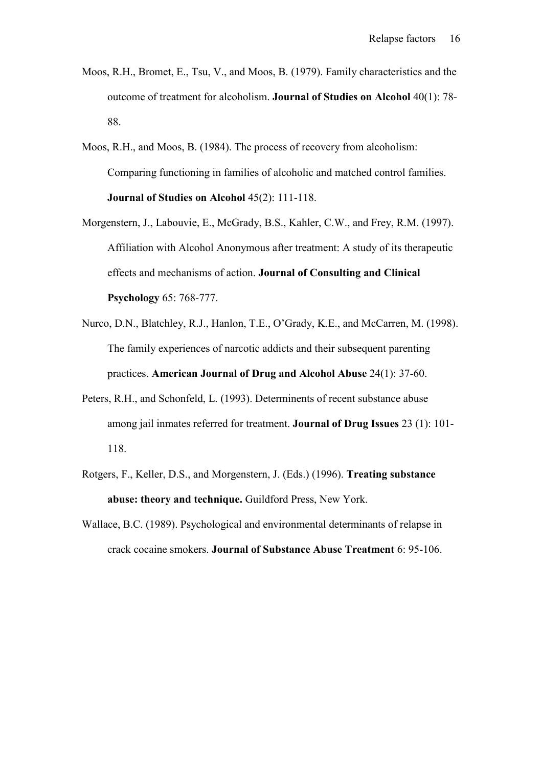Moos, R.H., Bromet, E., Tsu, V., and Moos, B. (1979). Family characteristics and the outcome of treatment for alcoholism. **Journal of Studies on Alcohol** 40(1): 78-88.

Moos, R.H., and Moos, B. (1984). The process of recovery from alcoholism: Comparing functioning in families of alcoholic and matched control families. **Journal of Studies on Alcohol** 45(2): 111-118.

Morgenstern, J., Labouvie, E., McGrady, B.S., Kahler, C.W., and Frey, R.M. (1997). Affiliation with Alcohol Anonymous after treatment: A study of its therapeutic effects and mechanisms of action. **Journal of Consulting and Clinical Psychology** 65: 768-777.

Nurco, D.N., Blatchley, R.J., Hanlon, T.E., O'Grady, K.E., and McCarren, M. (1998). The family experiences of narcotic addicts and their subsequent parenting practices. **American Journal of Drug and Alcohol Abuse** 24(1): 37-60.

Peters, R.H., and Schonfeld, L. (1993). Determinents of recent substance abuse among jail inmates referred for treatment. **Journal of Drug Issues** 23 (1): 101-118.

Rotgers, F., Keller, D.S., and Morgenstern, J. (Eds.) (1996). **Treating substance abuse: theory and technique.** Guildford Press, New York.

Wallace, B.C. (1989). Psychological and environmental determinants of relapse in crack cocaine smokers. **Journal of Substance Abuse Treatment** 6: 95-106.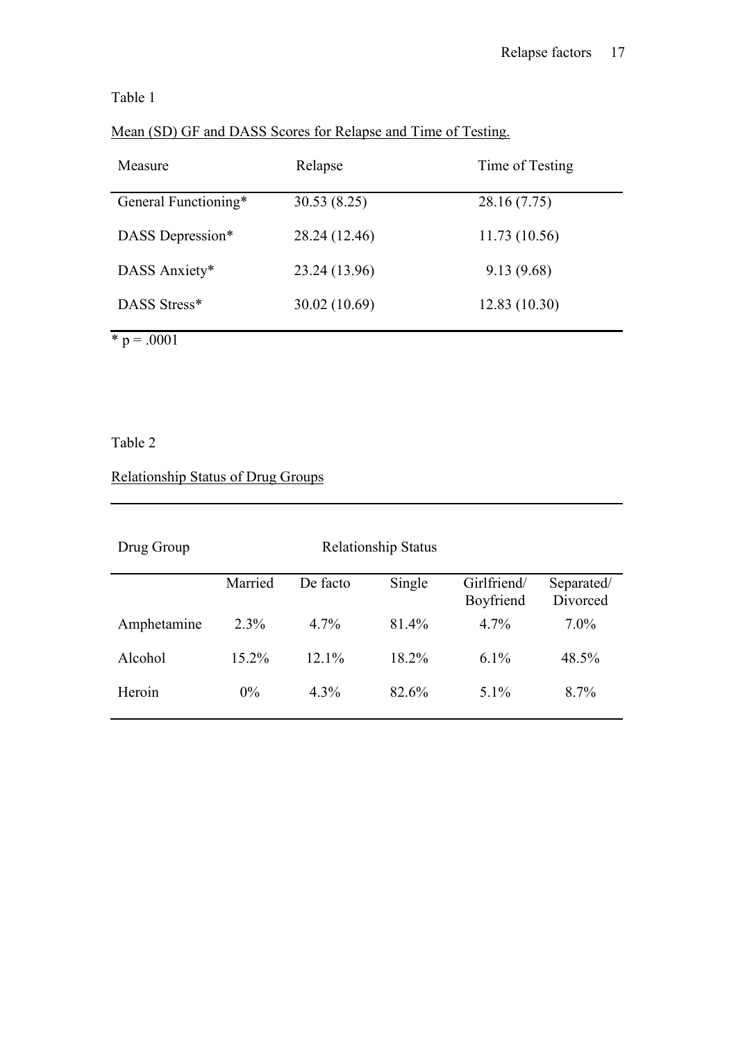Table 1

Mean (SD) GF and DASS Scores for Relapse and Time of Testing.

| Measure | Relapse | Time of Testing |
|---|---|---|
| General Functioning* | 30.53 (8.25) | 28.16 (7.75) |
| DASS Depression* | 28.24 (12.46) | 11.73 (10.56) |
| DASS Anxiety* | 23.24 (13.96) | 9.13 (9.68) |
| DASS Stress* | 30.02 (10.69) | 12.83 (10.30) |

* $p = .0001$

Table 2

Relationship Status of Drug Groups

| Drug Group | Relationship Status | | | | |
|---|---|---|---|---|---|
| | Married | De facto | Single | Girlfriend/ Boyfriend | Separated/ Divorced |
| Amphetamine | 2.3% | 4.7% | 81.4% | 4.7% | 7.0% |
| Alcohol | 15.2% | 12.1% | 18.2% | 6.1% | 48.5% |
| Heroin | 0% | 4.3% | 82.6% | 5.1% | 8.7% |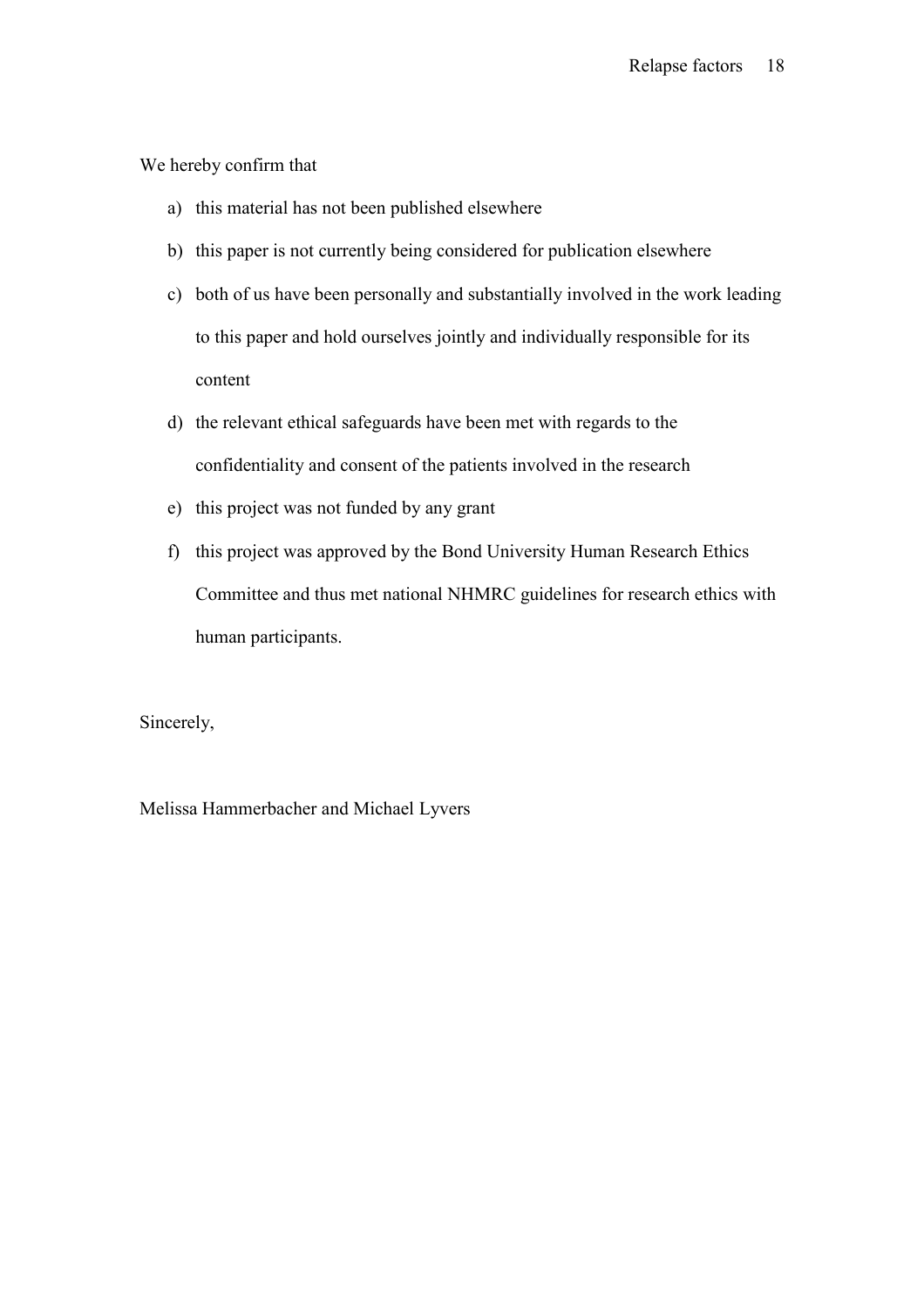We hereby confirm that

a) this material has not been published elsewhere
b) this paper is not currently being considered for publication elsewhere
c) both of us have been personally and substantially involved in the work leading to this paper and hold ourselves jointly and individually responsible for its content
d) the relevant ethical safeguards have been met with regards to the confidentiality and consent of the patients involved in the research
e) this project was not funded by any grant
f) this project was approved by the Bond University Human Research Ethics Committee and thus met national NHMRC guidelines for research ethics with human participants.

Sincerely,

Melissa Hammerbacher and Michael Lyvers